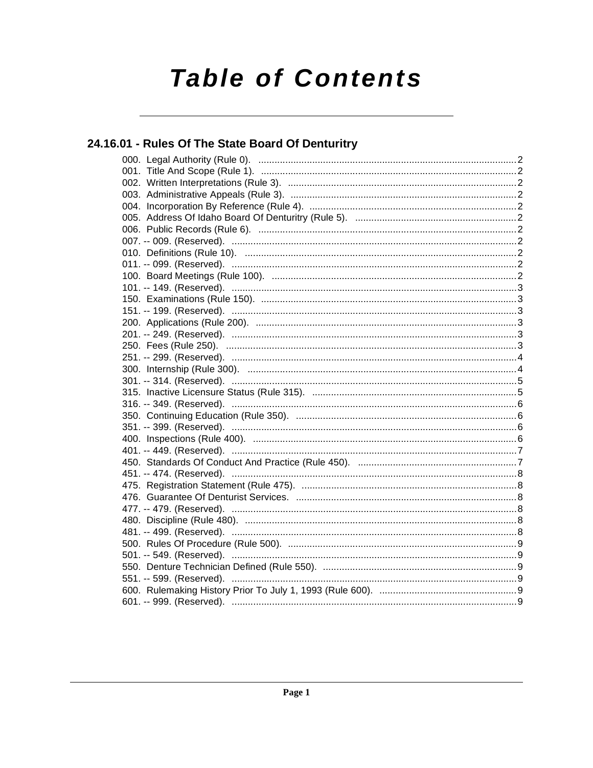# Table of Contents

## 24.16.01 - Rules Of The State Board Of Denturitry

000. Legal Authority (Rule 0). ....2
001. Title And Scope (Rule 1). ....2
002. Written Interpretations (Rule 3). ....2
003. Administrative Appeals (Rule 3). ....2
004. Incorporation By Reference (Rule 4). ....2
005. Address Of Idaho Board Of Denturitry (Rule 5). ....2
006. Public Records (Rule 6). ....2
007. -- 009. (Reserved). ....2
010. Definitions (Rule 10). ....2
011. -- 099. (Reserved). ....2
100. Board Meetings (Rule 100). ....2
101. -- 149. (Reserved). ....3
150. Examinations (Rule 150). ....3
151. -- 199. (Reserved). ....3
200. Applications (Rule 200). ....3
201. -- 249. (Reserved). ....3
250. Fees (Rule 250). ....3
251. -- 299. (Reserved). ....4
300. Internship (Rule 300). ....4
301. -- 314. (Reserved). ....5
315. Inactive Licensure Status (Rule 315). ....5
316. -- 349. (Reserved). ....6
350. Continuing Education (Rule 350). ....6
351. -- 399. (Reserved). ....6
400. Inspections (Rule 400). ....6
401. -- 449. (Reserved). ....7
450. Standards Of Conduct And Practice (Rule 450). ....7
451. -- 474. (Reserved). ....8
475. Registration Statement (Rule 475). ....8
476. Guarantee Of Denturist Services. ....8
477. -- 479. (Reserved). ....8
480. Discipline (Rule 480). ....8
481. -- 499. (Reserved). ....8
500. Rules Of Procedure (Rule 500). ....9
501. -- 549. (Reserved). ....9
550. Denture Technician Defined (Rule 550). ....9
551. -- 599. (Reserved). ....9
600. Rulemaking History Prior To July 1, 1993 (Rule 600). ....9
601. -- 999. (Reserved). ....9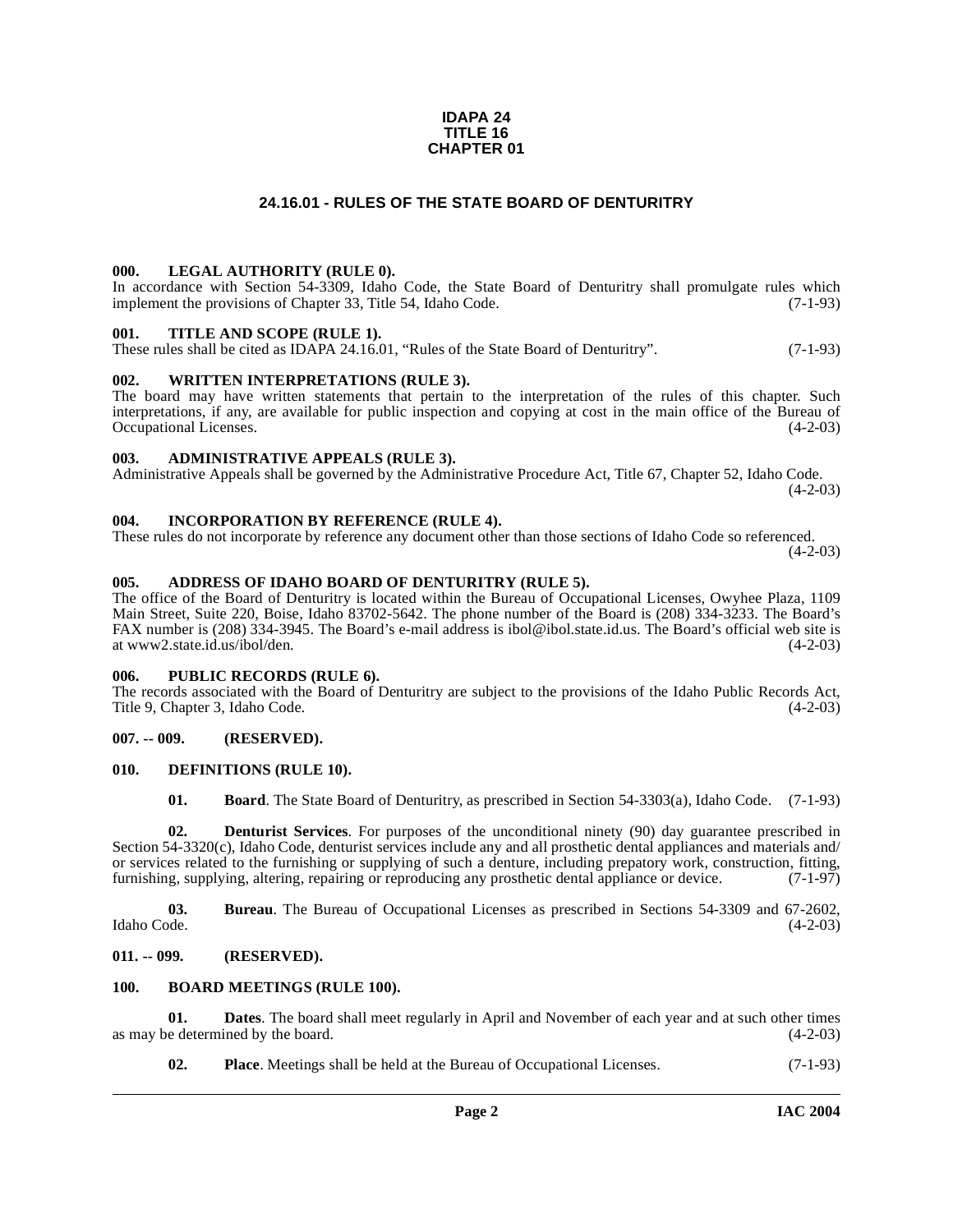**IDAPA 24**
**TITLE 16**
**CHAPTER 01**

## 24.16.01 - RULES OF THE STATE BOARD OF DENTURITRY

### 000. LEGAL AUTHORITY (RULE 0).

In accordance with Section 54-3309, Idaho Code, the State Board of Denturitry shall promulgate rules which implement the provisions of Chapter 33, Title 54, Idaho Code. (7-1-93)

### 001. TITLE AND SCOPE (RULE 1).

These rules shall be cited as IDAPA 24.16.01, "Rules of the State Board of Denturitry". (7-1-93)

### 002. WRITTEN INTERPRETATIONS (RULE 3).

The board may have written statements that pertain to the interpretation of the rules of this chapter. Such interpretations, if any, are available for public inspection and copying at cost in the main office of the Bureau of Occupational Licenses. (4-2-03)

### 003. ADMINISTRATIVE APPEALS (RULE 3).

Administrative Appeals shall be governed by the Administrative Procedure Act, Title 67, Chapter 52, Idaho Code. (4-2-03)

### 004. INCORPORATION BY REFERENCE (RULE 4).

These rules do not incorporate by reference any document other than those sections of Idaho Code so referenced. (4-2-03)

### 005. ADDRESS OF IDAHO BOARD OF DENTURITRY (RULE 5).

The office of the Board of Denturitry is located within the Bureau of Occupational Licenses, Owyhee Plaza, 1109 Main Street, Suite 220, Boise, Idaho 83702-5642. The phone number of the Board is (208) 334-3233. The Board's FAX number is (208) 334-3945. The Board's e-mail address is ibol@ibol.state.id.us. The Board's official web site is at www2.state.id.us/ibol/den. (4-2-03)

### 006. PUBLIC RECORDS (RULE 6).

The records associated with the Board of Denturitry are subject to the provisions of the Idaho Public Records Act, Title 9, Chapter 3, Idaho Code. (4-2-03)

### 007. -- 009. (RESERVED).

### 010. DEFINITIONS (RULE 10).

**01. Board**. The State Board of Denturitry, as prescribed in Section 54-3303(a), Idaho Code. (7-1-93)

**02. Denturist Services**. For purposes of the unconditional ninety (90) day guarantee prescribed in Section 54-3320(c), Idaho Code, denturist services include any and all prosthetic dental appliances and materials and/or services related to the furnishing or supplying of such a denture, including prepatory work, construction, fitting, furnishing, supplying, altering, repairing or reproducing any prosthetic dental appliance or device. (7-1-97)

**03. Bureau**. The Bureau of Occupational Licenses as prescribed in Sections 54-3309 and 67-2602, Idaho Code. (4-2-03)

### 011. -- 099. (RESERVED).

### 100. BOARD MEETINGS (RULE 100).

**01. Dates**. The board shall meet regularly in April and November of each year and at such other times as may be determined by the board. (4-2-03)

**02. Place**. Meetings shall be held at the Bureau of Occupational Licenses. (7-1-93)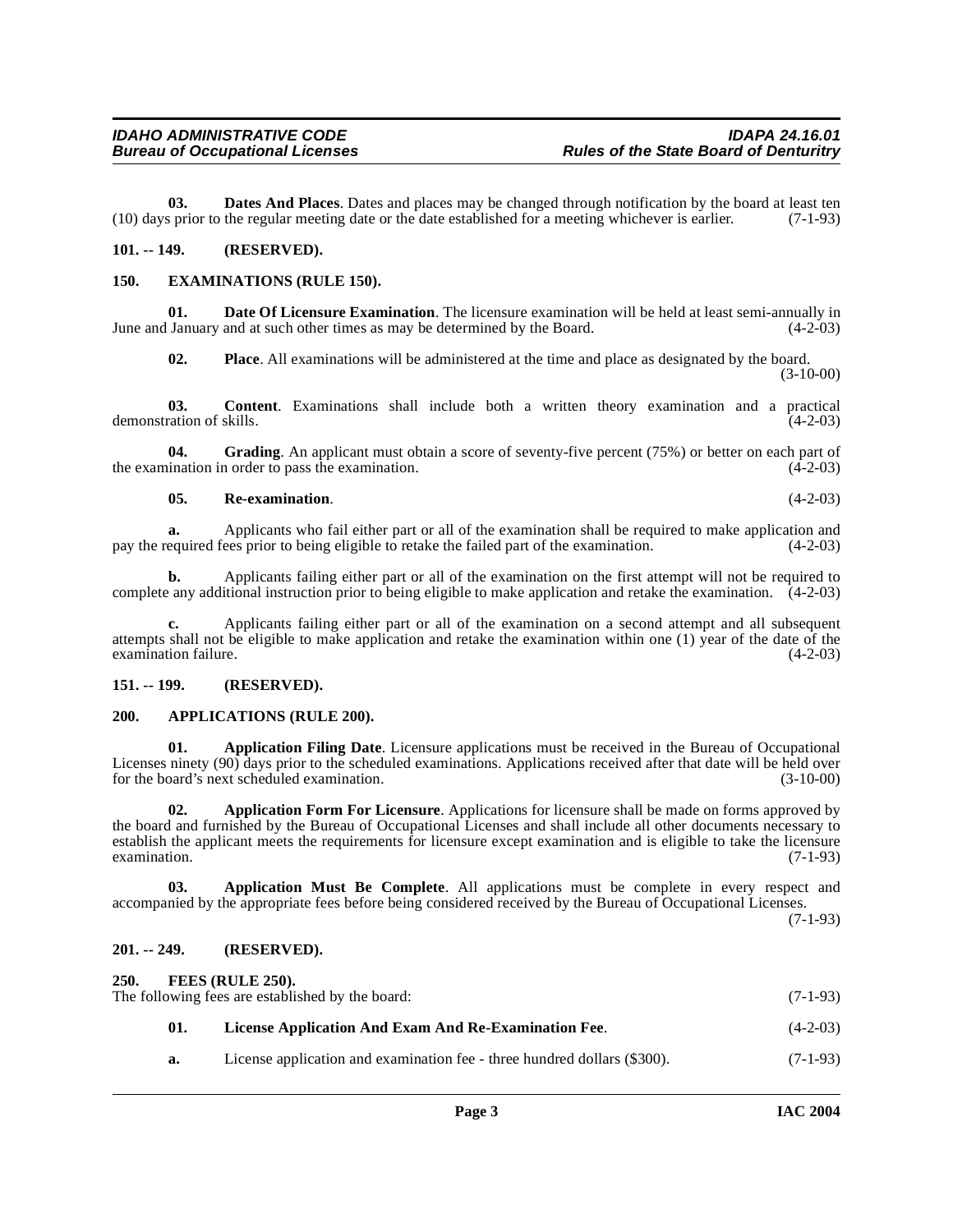**03. Dates And Places**. Dates and places may be changed through notification by the board at least ten (10) days prior to the regular meeting date or the date established for a meeting whichever is earlier. (7-1-93)

## 101. -- 149. (RESERVED).

## 150. EXAMINATIONS (RULE 150).

**01. Date Of Licensure Examination**. The licensure examination will be held at least semi-annually in June and January and at such other times as may be determined by the Board. (4-2-03)

**02. Place**. All examinations will be administered at the time and place as designated by the board. (3-10-00)

**03. Content**. Examinations shall include both a written theory examination and a practical demonstration of skills. (4-2-03)

**04. Grading**. An applicant must obtain a score of seventy-five percent (75%) or better on each part of the examination in order to pass the examination. (4-2-03)

**05. Re-examination**. (4-2-03)

**a.** Applicants who fail either part or all of the examination shall be required to make application and pay the required fees prior to being eligible to retake the failed part of the examination. (4-2-03)

**b.** Applicants failing either part or all of the examination on the first attempt will not be required to complete any additional instruction prior to being eligible to make application and retake the examination. (4-2-03)

**c.** Applicants failing either part or all of the examination on a second attempt and all subsequent attempts shall not be eligible to make application and retake the examination within one (1) year of the date of the examination failure. (4-2-03)

## 151. -- 199. (RESERVED).

## 200. APPLICATIONS (RULE 200).

**01. Application Filing Date**. Licensure applications must be received in the Bureau of Occupational Licenses ninety (90) days prior to the scheduled examinations. Applications received after that date will be held over for the board's next scheduled examination. (3-10-00)

**02. Application Form For Licensure**. Applications for licensure shall be made on forms approved by the board and furnished by the Bureau of Occupational Licenses and shall include all other documents necessary to establish the applicant meets the requirements for licensure except examination and is eligible to take the licensure examination. (7-1-93)

**03. Application Must Be Complete**. All applications must be complete in every respect and accompanied by the appropriate fees before being considered received by the Bureau of Occupational Licenses. (7-1-93)

## 201. -- 249. (RESERVED).

## 250. FEES (RULE 250).

The following fees are established by the board: (7-1-93)

**01. License Application And Exam And Re-Examination Fee**. (4-2-03)

**a.** License application and examination fee - three hundred dollars ($300). (7-1-93)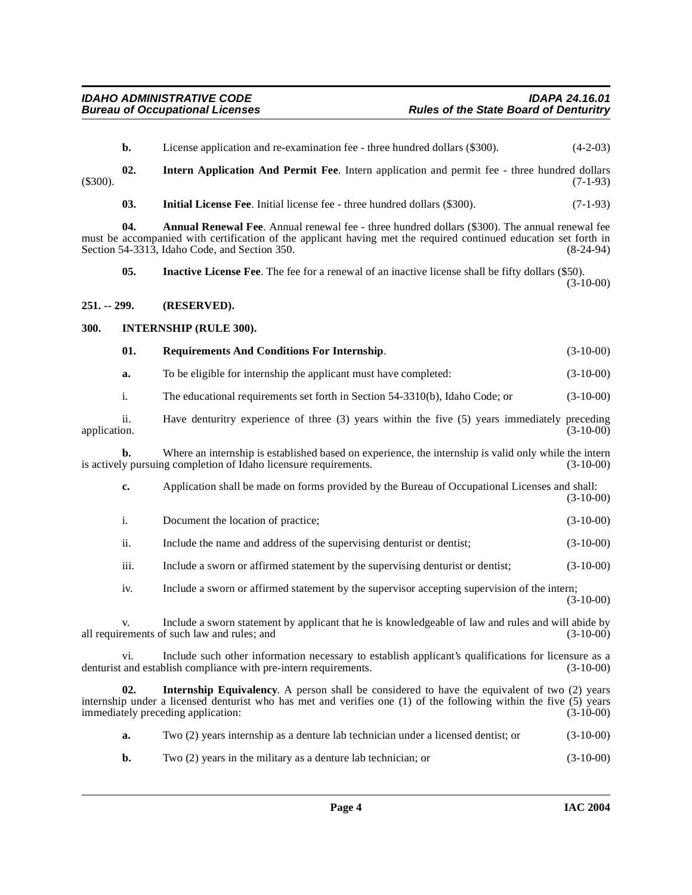**b.** License application and re-examination fee - three hundred dollars ($300). (4-2-03)

**02. Intern Application And Permit Fee**. Intern application and permit fee - three hundred dollars ($300). (7-1-93)

**03. Initial License Fee**. Initial license fee - three hundred dollars ($300). (7-1-93)

**04. Annual Renewal Fee**. Annual renewal fee - three hundred dollars ($300). The annual renewal fee must be accompanied with certification of the applicant having met the required continued education set forth in Section 54-3313, Idaho Code, and Section 350. (8-24-94)

**05. Inactive License Fee**. The fee for a renewal of an inactive license shall be fifty dollars ($50). (3-10-00)

### 251. -- 299. (RESERVED).

### 300. INTERNSHIP (RULE 300).

**01. Requirements And Conditions For Internship**. (3-10-00)

**a.** To be eligible for internship the applicant must have completed: (3-10-00)

i. The educational requirements set forth in Section 54-3310(b), Idaho Code; or (3-10-00)

ii. Have denturitry experience of three (3) years within the five (5) years immediately preceding application. (3-10-00)

**b.** Where an internship is established based on experience, the internship is valid only while the intern is actively pursuing completion of Idaho licensure requirements. (3-10-00)

**c.** Application shall be made on forms provided by the Bureau of Occupational Licenses and shall: (3-10-00)

i. Document the location of practice; (3-10-00)

ii. Include the name and address of the supervising denturist or dentist; (3-10-00)

iii. Include a sworn or affirmed statement by the supervising denturist or dentist; (3-10-00)

iv. Include a sworn or affirmed statement by the supervisor accepting supervision of the intern; (3-10-00)

v. Include a sworn statement by applicant that he is knowledgeable of law and rules and will abide by all requirements of such law and rules; and (3-10-00)

vi. Include such other information necessary to establish applicant's qualifications for licensure as a denturist and establish compliance with pre-intern requirements. (3-10-00)

**02. Internship Equivalency**. A person shall be considered to have the equivalent of two (2) years internship under a licensed denturist who has met and verifies one (1) of the following within the five (5) years immediately preceding application: (3-10-00)

**a.** Two (2) years internship as a denture lab technician under a licensed dentist; or (3-10-00)

**b.** Two (2) years in the military as a denture lab technician; or (3-10-00)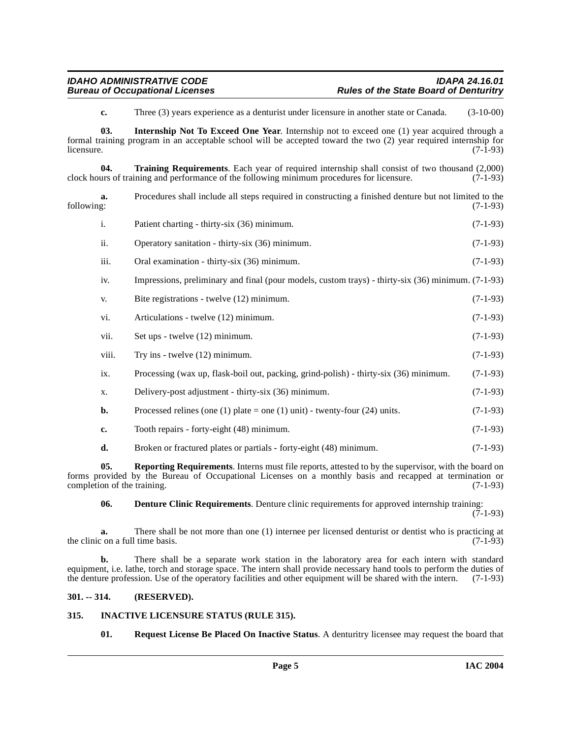**c.** Three (3) years experience as a denturist under licensure in another state or Canada. (3-10-00)

**03. Internship Not To Exceed One Year**. Internship not to exceed one (1) year acquired through a formal training program in an acceptable school will be accepted toward the two (2) year required internship for licensure. (7-1-93)

**04. Training Requirements**. Each year of required internship shall consist of two thousand (2,000) clock hours of training and performance of the following minimum procedures for licensure. (7-1-93)

**a.** Procedures shall include all steps required in constructing a finished denture but not limited to the following: (7-1-93)

i. Patient charting - thirty-six (36) minimum. (7-1-93)

ii. Operatory sanitation - thirty-six (36) minimum. (7-1-93)

iii. Oral examination - thirty-six (36) minimum. (7-1-93)

iv. Impressions, preliminary and final (pour models, custom trays) - thirty-six (36) minimum. (7-1-93)

v. Bite registrations - twelve (12) minimum. (7-1-93)

vi. Articulations - twelve (12) minimum. (7-1-93)

vii. Set ups - twelve (12) minimum. (7-1-93)

viii. Try ins - twelve (12) minimum. (7-1-93)

ix. Processing (wax up, flask-boil out, packing, grind-polish) - thirty-six (36) minimum. (7-1-93)

x. Delivery-post adjustment - thirty-six (36) minimum. (7-1-93)

**b.** Processed relines (one (1) plate = one (1) unit) - twenty-four (24) units. (7-1-93)

**c.** Tooth repairs - forty-eight (48) minimum. (7-1-93)

**d.** Broken or fractured plates or partials - forty-eight (48) minimum. (7-1-93)

**05. Reporting Requirements**. Interns must file reports, attested to by the supervisor, with the board on forms provided by the Bureau of Occupational Licenses on a monthly basis and recapped at termination or completion of the training. (7-1-93)

**06. Denture Clinic Requirements**. Denture clinic requirements for approved internship training: (7-1-93)

**a.** There shall be not more than one (1) internee per licensed denturist or dentist who is practicing at the clinic on a full time basis. (7-1-93)

**b.** There shall be a separate work station in the laboratory area for each intern with standard equipment, i.e. lathe, torch and storage space. The intern shall provide necessary hand tools to perform the duties of the denture profession. Use of the operatory facilities and other equipment will be shared with the intern. (7-1-93)

## 301. -- 314. (RESERVED).

## 315. INACTIVE LICENSURE STATUS (RULE 315).

**01. Request License Be Placed On Inactive Status**. A denturitry licensee may request the board that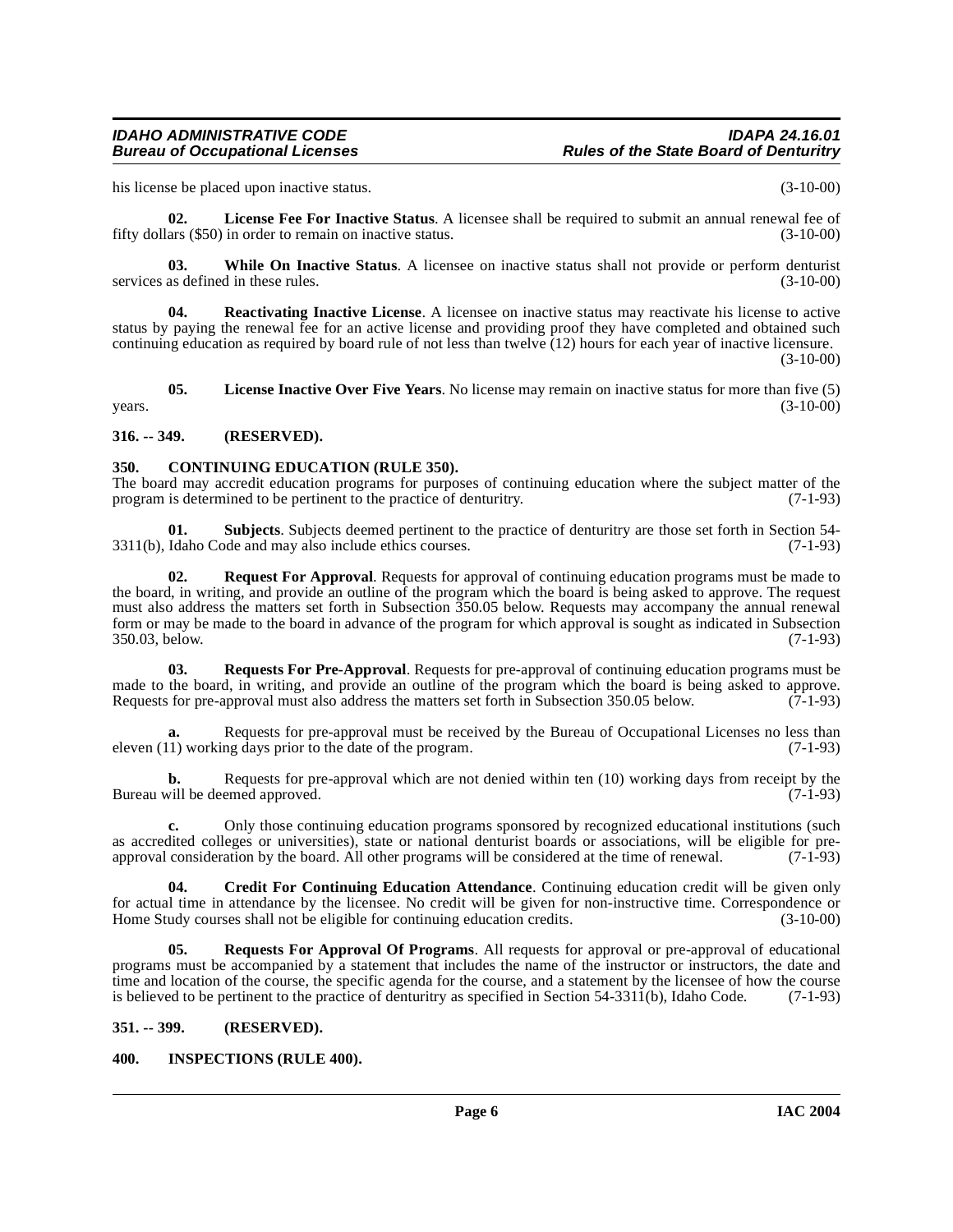his license be placed upon inactive status. (3-10-00)

**02. License Fee For Inactive Status**. A licensee shall be required to submit an annual renewal fee of fifty dollars ($50) in order to remain on inactive status. (3-10-00)

**03. While On Inactive Status**. A licensee on inactive status shall not provide or perform denturist services as defined in these rules. (3-10-00)

**04. Reactivating Inactive License**. A licensee on inactive status may reactivate his license to active status by paying the renewal fee for an active license and providing proof they have completed and obtained such continuing education as required by board rule of not less than twelve (12) hours for each year of inactive licensure. (3-10-00)

**05. License Inactive Over Five Years**. No license may remain on inactive status for more than five (5) years. (3-10-00)

## 316. -- 349. (RESERVED).

## 350. CONTINUING EDUCATION (RULE 350).

The board may accredit education programs for purposes of continuing education where the subject matter of the program is determined to be pertinent to the practice of denturitry. (7-1-93)

**01. Subjects**. Subjects deemed pertinent to the practice of denturitry are those set forth in Section 54-3311(b), Idaho Code and may also include ethics courses. (7-1-93)

**02. Request For Approval**. Requests for approval of continuing education programs must be made to the board, in writing, and provide an outline of the program which the board is being asked to approve. The request must also address the matters set forth in Subsection 350.05 below. Requests may accompany the annual renewal form or may be made to the board in advance of the program for which approval is sought as indicated in Subsection 350.03, below. (7-1-93)

**03. Requests For Pre-Approval**. Requests for pre-approval of continuing education programs must be made to the board, in writing, and provide an outline of the program which the board is being asked to approve. Requests for pre-approval must also address the matters set forth in Subsection 350.05 below. (7-1-93)

**a.** Requests for pre-approval must be received by the Bureau of Occupational Licenses no less than eleven (11) working days prior to the date of the program. (7-1-93)

**b.** Requests for pre-approval which are not denied within ten (10) working days from receipt by the Bureau will be deemed approved. (7-1-93)

**c.** Only those continuing education programs sponsored by recognized educational institutions (such as accredited colleges or universities), state or national denturist boards or associations, will be eligible for pre-approval consideration by the board. All other programs will be considered at the time of renewal. (7-1-93)

**04. Credit For Continuing Education Attendance**. Continuing education credit will be given only for actual time in attendance by the licensee. No credit will be given for non-instructive time. Correspondence or Home Study courses shall not be eligible for continuing education credits. (3-10-00)

**05. Requests For Approval Of Programs**. All requests for approval or pre-approval of educational programs must be accompanied by a statement that includes the name of the instructor or instructors, the date and time and location of the course, the specific agenda for the course, and a statement by the licensee of how the course is believed to be pertinent to the practice of denturitry as specified in Section 54-3311(b), Idaho Code. (7-1-93)

## 351. -- 399. (RESERVED).

## 400. INSPECTIONS (RULE 400).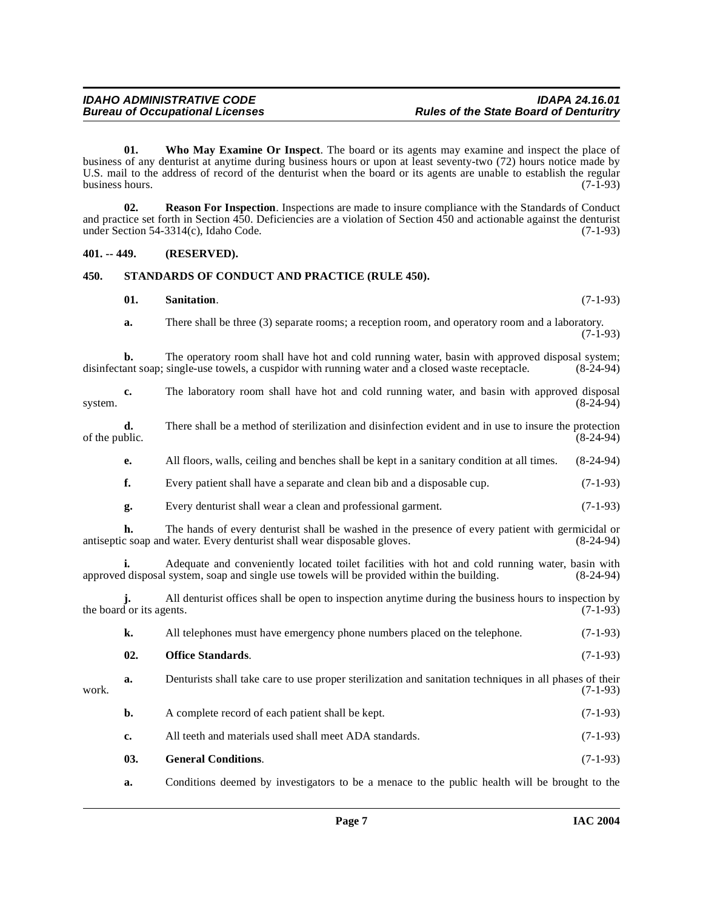**01. Who May Examine Or Inspect**. The board or its agents may examine and inspect the place of business of any denturist at anytime during business hours or upon at least seventy-two (72) hours notice made by U.S. mail to the address of record of the denturist when the board or its agents are unable to establish the regular business hours. (7-1-93)

**02. Reason For Inspection**. Inspections are made to insure compliance with the Standards of Conduct and practice set forth in Section 450. Deficiencies are a violation of Section 450 and actionable against the denturist under Section 54-3314(c), Idaho Code. (7-1-93)

## 401. -- 449. (RESERVED).

## 450. STANDARDS OF CONDUCT AND PRACTICE (RULE 450).

**01. Sanitation**. (7-1-93)

**a.** There shall be three (3) separate rooms; a reception room, and operatory room and a laboratory. (7-1-93)

**b.** The operatory room shall have hot and cold running water, basin with approved disposal system; disinfectant soap; single-use towels, a cuspidor with running water and a closed waste receptacle. (8-24-94)

**c.** The laboratory room shall have hot and cold running water, and basin with approved disposal system. (8-24-94)

**d.** There shall be a method of sterilization and disinfection evident and in use to insure the protection of the public. (8-24-94)

**e.** All floors, walls, ceiling and benches shall be kept in a sanitary condition at all times. (8-24-94)

**f.** Every patient shall have a separate and clean bib and a disposable cup. (7-1-93)

**g.** Every denturist shall wear a clean and professional garment. (7-1-93)

**h.** The hands of every denturist shall be washed in the presence of every patient with germicidal or antiseptic soap and water. Every denturist shall wear disposable gloves. (8-24-94)

**i.** Adequate and conveniently located toilet facilities with hot and cold running water, basin with approved disposal system, soap and single use towels will be provided within the building. (8-24-94)

**j.** All denturist offices shall be open to inspection anytime during the business hours to inspection by the board or its agents. (7-1-93)

**k.** All telephones must have emergency phone numbers placed on the telephone. (7-1-93)

**02. Office Standards**. (7-1-93)

**a.** Denturists shall take care to use proper sterilization and sanitation techniques in all phases of their work. (7-1-93)

**b.** A complete record of each patient shall be kept. (7-1-93)

**c.** All teeth and materials used shall meet ADA standards. (7-1-93)

**03. General Conditions**. (7-1-93)

**a.** Conditions deemed by investigators to be a menace to the public health will be brought to the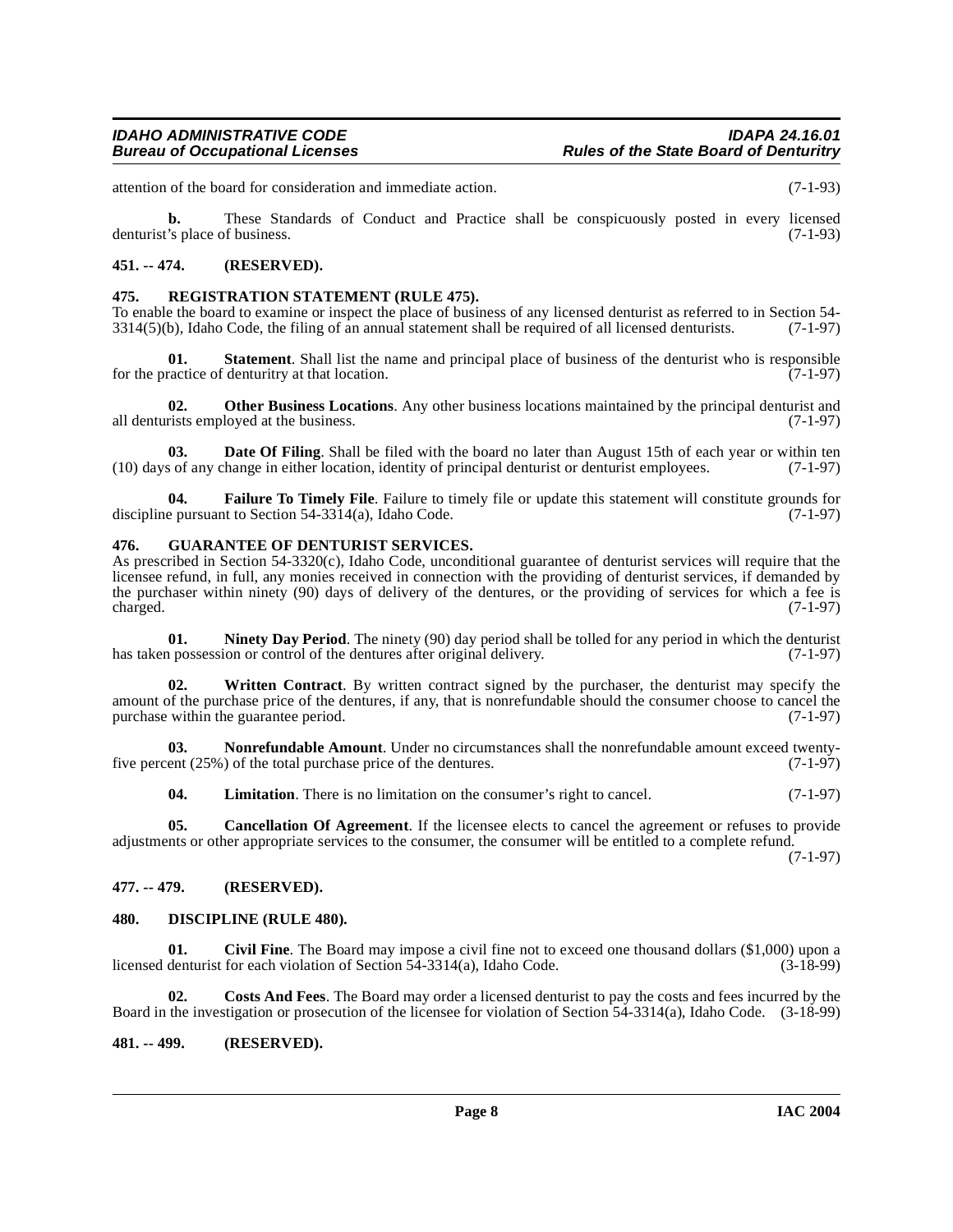attention of the board for consideration and immediate action. (7-1-93)

**b.** These Standards of Conduct and Practice shall be conspicuously posted in every licensed denturist's place of business. (7-1-93)

## 451. -- 474. (RESERVED).

## 475. REGISTRATION STATEMENT (RULE 475).

To enable the board to examine or inspect the place of business of any licensed denturist as referred to in Section 54-3314(5)(b), Idaho Code, the filing of an annual statement shall be required of all licensed denturists. (7-1-97)

**01. Statement**. Shall list the name and principal place of business of the denturist who is responsible for the practice of denturitry at that location. (7-1-97)

**02. Other Business Locations**. Any other business locations maintained by the principal denturist and all denturists employed at the business. (7-1-97)

**03. Date Of Filing**. Shall be filed with the board no later than August 15th of each year or within ten (10) days of any change in either location, identity of principal denturist or denturist employees. (7-1-97)

**04. Failure To Timely File**. Failure to timely file or update this statement will constitute grounds for discipline pursuant to Section 54-3314(a), Idaho Code. (7-1-97)

## 476. GUARANTEE OF DENTURIST SERVICES.

As prescribed in Section 54-3320(c), Idaho Code, unconditional guarantee of denturist services will require that the licensee refund, in full, any monies received in connection with the providing of denturist services, if demanded by the purchaser within ninety (90) days of delivery of the dentures, or the providing of services for which a fee is charged. (7-1-97)

**01. Ninety Day Period**. The ninety (90) day period shall be tolled for any period in which the denturist has taken possession or control of the dentures after original delivery. (7-1-97)

**02. Written Contract**. By written contract signed by the purchaser, the denturist may specify the amount of the purchase price of the dentures, if any, that is nonrefundable should the consumer choose to cancel the purchase within the guarantee period. (7-1-97)

**03. Nonrefundable Amount**. Under no circumstances shall the nonrefundable amount exceed twenty-five percent (25%) of the total purchase price of the dentures. (7-1-97)

**04. Limitation**. There is no limitation on the consumer's right to cancel. (7-1-97)

**05. Cancellation Of Agreement**. If the licensee elects to cancel the agreement or refuses to provide adjustments or other appropriate services to the consumer, the consumer will be entitled to a complete refund. (7-1-97)

## 477. -- 479. (RESERVED).

## 480. DISCIPLINE (RULE 480).

**01. Civil Fine**. The Board may impose a civil fine not to exceed one thousand dollars ($1,000) upon a licensed denturist for each violation of Section 54-3314(a), Idaho Code. (3-18-99)

**02. Costs And Fees**. The Board may order a licensed denturist to pay the costs and fees incurred by the Board in the investigation or prosecution of the licensee for violation of Section 54-3314(a), Idaho Code. (3-18-99)

## 481. -- 499. (RESERVED).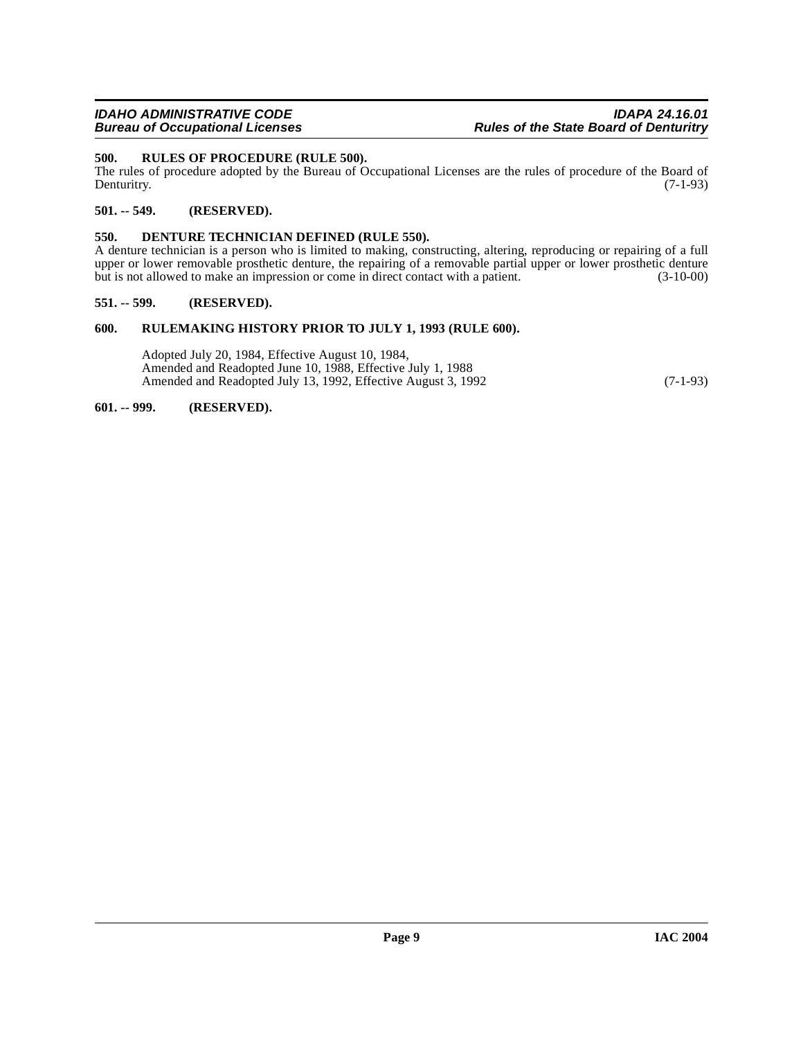### 500. RULES OF PROCEDURE (RULE 500).

The rules of procedure adopted by the Bureau of Occupational Licenses are the rules of procedure of the Board of Denturitry. (7-1-93)

### 501. -- 549. (RESERVED).

### 550. DENTURE TECHNICIAN DEFINED (RULE 550).

A denture technician is a person who is limited to making, constructing, altering, reproducing or repairing of a full upper or lower removable prosthetic denture, the repairing of a removable partial upper or lower prosthetic denture but is not allowed to make an impression or come in direct contact with a patient. (3-10-00)

### 551. -- 599. (RESERVED).

### 600. RULEMAKING HISTORY PRIOR TO JULY 1, 1993 (RULE 600).

Adopted July 20, 1984, Effective August 10, 1984,
Amended and Readopted June 10, 1988, Effective July 1, 1988
Amended and Readopted July 13, 1992, Effective August 3, 1992 (7-1-93)

### 601. -- 999. (RESERVED).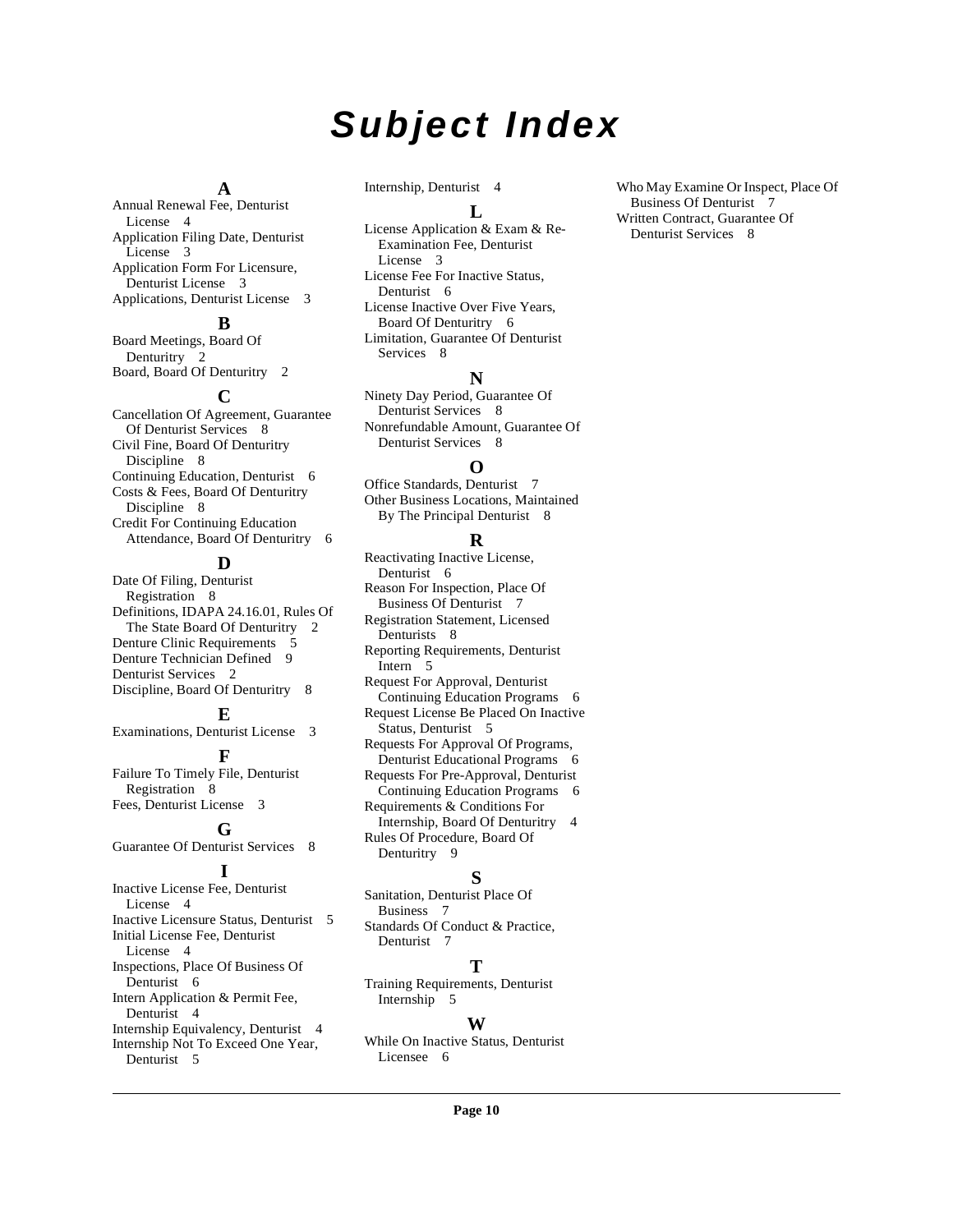# *Subject Index*

**A**

Annual Renewal Fee, Denturist License 4
Application Filing Date, Denturist License 3
Application Form For Licensure, Denturist License 3
Applications, Denturist License 3

**B**

Board Meetings, Board Of Denturitry 2
Board, Board Of Denturitry 2

**C**

Cancellation Of Agreement, Guarantee Of Denturist Services 8
Civil Fine, Board Of Denturitry Discipline 8
Continuing Education, Denturist 6
Costs & Fees, Board Of Denturitry Discipline 8
Credit For Continuing Education Attendance, Board Of Denturitry 6

**D**

Date Of Filing, Denturist Registration 8
Definitions, IDAPA 24.16.01, Rules Of The State Board Of Denturitry 2
Denture Clinic Requirements 5
Denture Technician Defined 9
Denturist Services 2
Discipline, Board Of Denturitry 8

**E**

Examinations, Denturist License 3

**F**

Failure To Timely File, Denturist Registration 8
Fees, Denturist License 3

**G**

Guarantee Of Denturist Services 8

**I**

Inactive License Fee, Denturist License 4
Inactive Licensure Status, Denturist 5
Initial License Fee, Denturist License 4
Inspections, Place Of Business Of Denturist 6
Intern Application & Permit Fee, Denturist 4
Internship Equivalency, Denturist 4
Internship Not To Exceed One Year, Denturist 5
Internship, Denturist 4

**L**

License Application & Exam & Re-Examination Fee, Denturist License 3
License Fee For Inactive Status, Denturist 6
License Inactive Over Five Years, Board Of Denturitry 6
Limitation, Guarantee Of Denturist Services 8

**N**

Ninety Day Period, Guarantee Of Denturist Services 8
Nonrefundable Amount, Guarantee Of Denturist Services 8

**O**

Office Standards, Denturist 7
Other Business Locations, Maintained By The Principal Denturist 8

**R**

Reactivating Inactive License, Denturist 6
Reason For Inspection, Place Of Business Of Denturist 7
Registration Statement, Licensed Denturists 8
Reporting Requirements, Denturist Intern 5
Request For Approval, Denturist Continuing Education Programs 6
Request License Be Placed On Inactive Status, Denturist 5
Requests For Approval Of Programs, Denturist Educational Programs 6
Requests For Pre-Approval, Denturist Continuing Education Programs 6
Requirements & Conditions For Internship, Board Of Denturitry 4
Rules Of Procedure, Board Of Denturitry 9

**S**

Sanitation, Denturist Place Of Business 7
Standards Of Conduct & Practice, Denturist 7

**T**

Training Requirements, Denturist Internship 5

**W**

While On Inactive Status, Denturist Licensee 6
Who May Examine Or Inspect, Place Of Business Of Denturist 7
Written Contract, Guarantee Of Denturist Services 8